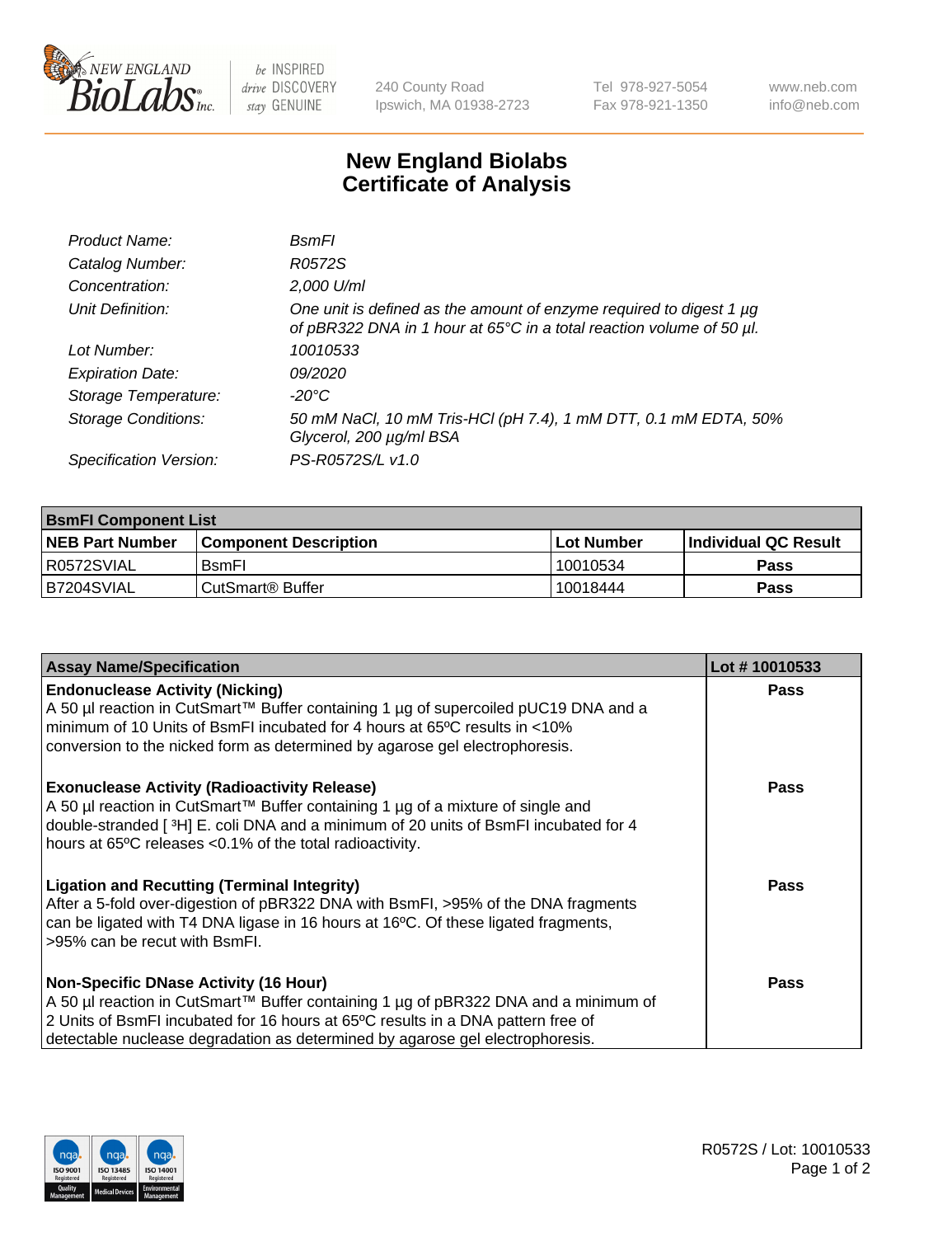# New England Biolabs Certificate of Analysis

| | |
|---|---|
| *Product Name:* | *BsmFI* |
| *Catalog Number:* | *R0572S* |
| *Concentration:* | *2,000 U/ml* |
| *Unit Definition:* | *One unit is defined as the amount of enzyme required to digest 1 µg of pBR322 DNA in 1 hour at 65°C in a total reaction volume of 50 µl.* |
| *Lot Number:* | *10010533* |
| *Expiration Date:* | *09/2020* |
| *Storage Temperature:* | *-20°C* |
| *Storage Conditions:* | *50 mM NaCl, 10 mM Tris-HCl (pH 7.4), 1 mM DTT, 0.1 mM EDTA, 50% Glycerol, 200 µg/ml BSA* |
| *Specification Version:* | *PS-R0572S/L v1.0* |

| **BsmFI Component List** | | | |
|---|---|---|---|
| **NEB Part Number** | **Component Description** | **Lot Number** | **Individual QC Result** |
| R0572SVIAL | BsmFI | 10010534 | **Pass** |
| B7204SVIAL | CutSmart® Buffer | 10018444 | **Pass** |

| Assay Name/Specification | Lot # 10010533 |
|---|---|
| **Endonuclease Activity (Nicking)**<br>A 50 µl reaction in CutSmart™ Buffer containing 1 µg of supercoiled pUC19 DNA and a minimum of 10 Units of BsmFI incubated for 4 hours at 65ºC results in <10% conversion to the nicked form as determined by agarose gel electrophoresis. | **Pass** |
| **Exonuclease Activity (Radioactivity Release)**<br>A 50 µl reaction in CutSmart™ Buffer containing 1 µg of a mixture of single and double-stranded [ $^3$H] E. coli DNA and a minimum of 20 units of BsmFI incubated for 4 hours at 65ºC releases <0.1% of the total radioactivity. | **Pass** |
| **Ligation and Recutting (Terminal Integrity)**<br>After a 5-fold over-digestion of pBR322 DNA with BsmFI, >95% of the DNA fragments can be ligated with T4 DNA ligase in 16 hours at 16ºC. Of these ligated fragments, >95% can be recut with BsmFI. | **Pass** |
| **Non-Specific DNase Activity (16 Hour)**<br>A 50 µl reaction in CutSmart™ Buffer containing 1 µg of pBR322 DNA and a minimum of 2 Units of BsmFI incubated for 16 hours at 65ºC results in a DNA pattern free of detectable nuclease degradation as determined by agarose gel electrophoresis. | **Pass** |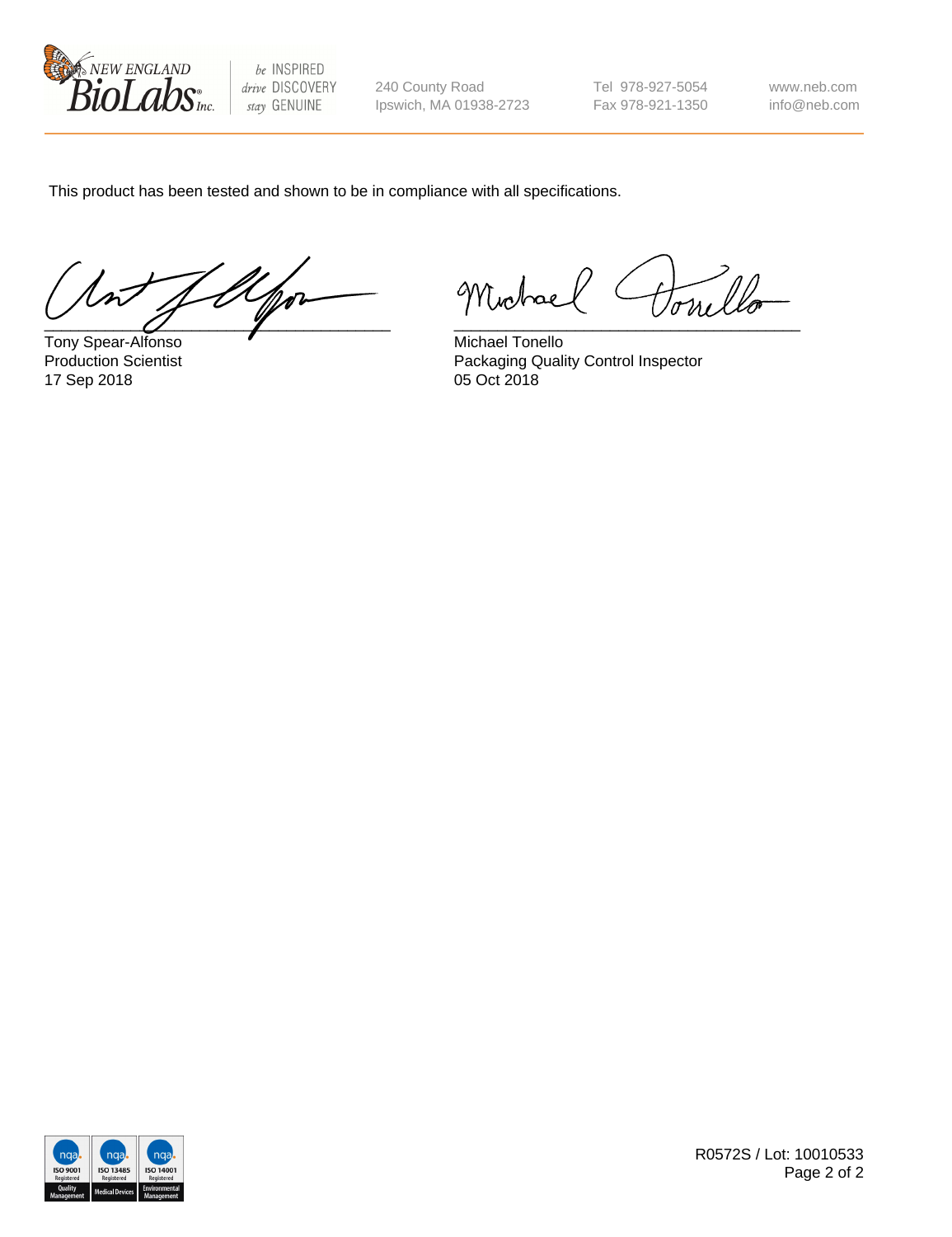This product has been tested and shown to be in compliance with all specifications.

Tony Spear-Alfonso
Production Scientist
17 Sep 2018

Michael Tonello
Packaging Quality Control Inspector
05 Oct 2018

R0572S / Lot: 10010533